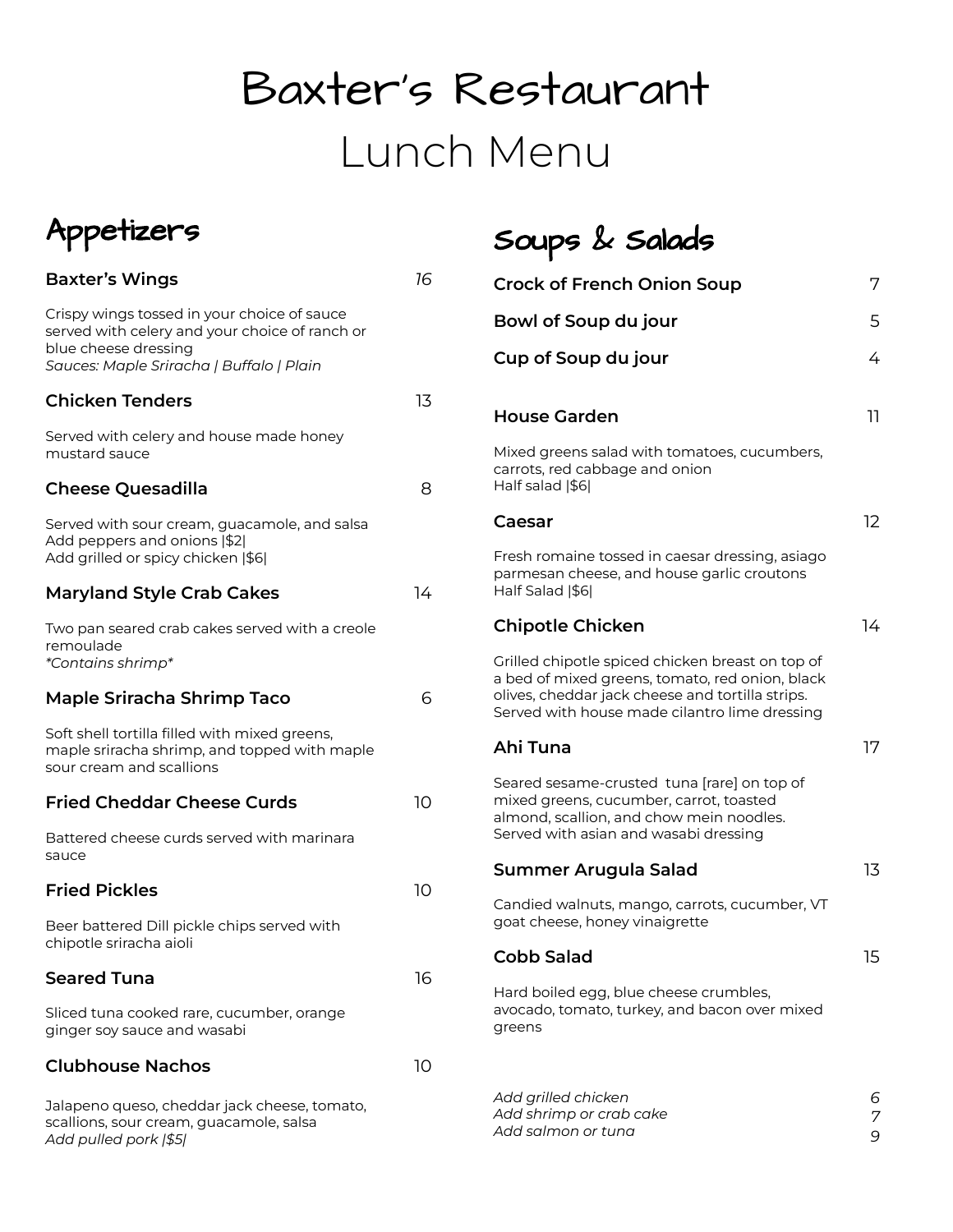# Baxter's Restaurant

# Lunch Menu

## Appetizers

**Baxter's Wings** *16*

Crispy wings tossed in your choice of sauce served with celery and your choice of ranch or blue cheese dressing
*Sauces: Maple Sriracha | Buffalo | Plain*

**Chicken Tenders** 13

Served with celery and house made honey mustard sauce

**Cheese Quesadilla** 8

Served with sour cream, guacamole, and salsa
Add peppers and onions |$2|
Add grilled or spicy chicken |$6|

**Maryland Style Crab Cakes** 14

Two pan seared crab cakes served with a creole remoulade
*\*Contains shrimp\**

**Maple Sriracha Shrimp Taco** 6

Soft shell tortilla filled with mixed greens, maple sriracha shrimp, and topped with maple sour cream and scallions

**Fried Cheddar Cheese Curds** 10

Battered cheese curds served with marinara sauce

**Fried Pickles** 10

Beer battered Dill pickle chips served with chipotle sriracha aioli

**Seared Tuna** 16

Sliced tuna cooked rare, cucumber, orange ginger soy sauce and wasabi

**Clubhouse Nachos** 10

Jalapeno queso, cheddar jack cheese, tomato, scallions, sour cream, guacamole, salsa
*Add pulled pork |$5|*

## Soups & Salads

**Crock of French Onion Soup** 7

**Bowl of Soup du jour** 5

**Cup of Soup du jour** 4

**House Garden** 11

Mixed greens salad with tomatoes, cucumbers, carrots, red cabbage and onion
Half salad |$6|

**Caesar** 12

Fresh romaine tossed in caesar dressing, asiago parmesan cheese, and house garlic croutons
Half Salad |$6|

**Chipotle Chicken** 14

Grilled chipotle spiced chicken breast on top of a bed of mixed greens, tomato, red onion, black olives, cheddar jack cheese and tortilla strips. Served with house made cilantro lime dressing

**Ahi Tuna** 17

Seared sesame-crusted tuna [rare] on top of mixed greens, cucumber, carrot, toasted almond, scallion, and chow mein noodles. Served with asian and wasabi dressing

**Summer Arugula Salad** 13

Candied walnuts, mango, carrots, cucumber, VT goat cheese, honey vinaigrette

**Cobb Salad** 15

Hard boiled egg, blue cheese crumbles, avocado, tomato, turkey, and bacon over mixed greens

*Add grilled chicken* *6*
*Add shrimp or crab cake* *7*
*Add salmon or tuna* *9*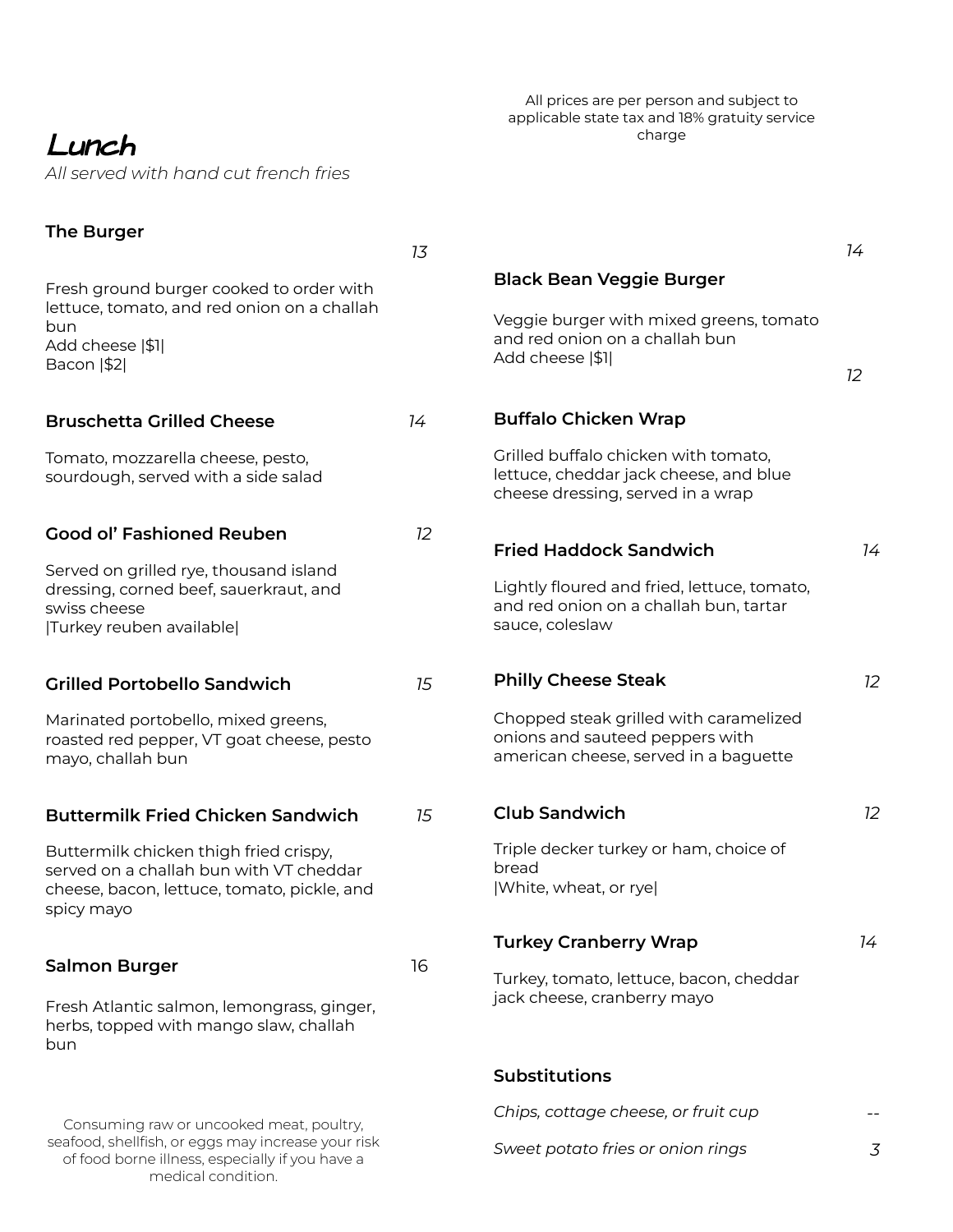All prices are per person and subject to applicable state tax and 18% gratuity service charge

# Lunch

*All served with hand cut french fries*

**The Burger** *13*

Fresh ground burger cooked to order with lettuce, tomato, and red onion on a challah bun
Add cheese |$1|
Bacon |$2|

**Bruschetta Grilled Cheese** *14*

Tomato, mozzarella cheese, pesto, sourdough, served with a side salad

**Good ol' Fashioned Reuben** *12*

Served on grilled rye, thousand island dressing, corned beef, sauerkraut, and swiss cheese
|Turkey reuben available|

**Grilled Portobello Sandwich** *15*

Marinated portobello, mixed greens, roasted red pepper, VT goat cheese, pesto mayo, challah bun

**Buttermilk Fried Chicken Sandwich** *15*

Buttermilk chicken thigh fried crispy, served on a challah bun with VT cheddar cheese, bacon, lettuce, tomato, pickle, and spicy mayo

**Salmon Burger** 16

Fresh Atlantic salmon, lemongrass, ginger, herbs, topped with mango slaw, challah bun

**Black Bean Veggie Burger** *14*

Veggie burger with mixed greens, tomato and red onion on a challah bun
Add cheese |$1|

**Buffalo Chicken Wrap** *12*

Grilled buffalo chicken with tomato, lettuce, cheddar jack cheese, and blue cheese dressing, served in a wrap

**Fried Haddock Sandwich** *14*

Lightly floured and fried, lettuce, tomato, and red onion on a challah bun, tartar sauce, coleslaw

**Philly Cheese Steak** *12*

Chopped steak grilled with caramelized onions and sauteed peppers with american cheese, served in a baguette

**Club Sandwich** *12*

Triple decker turkey or ham, choice of bread
|White, wheat, or rye|

**Turkey Cranberry Wrap** *14*

Turkey, tomato, lettuce, bacon, cheddar jack cheese, cranberry mayo

**Substitutions**

*Chips, cottage cheese, or fruit cup* --

*Sweet potato fries or onion rings* *3*

Consuming raw or uncooked meat, poultry, seafood, shellfish, or eggs may increase your risk of food borne illness, especially if you have a medical condition.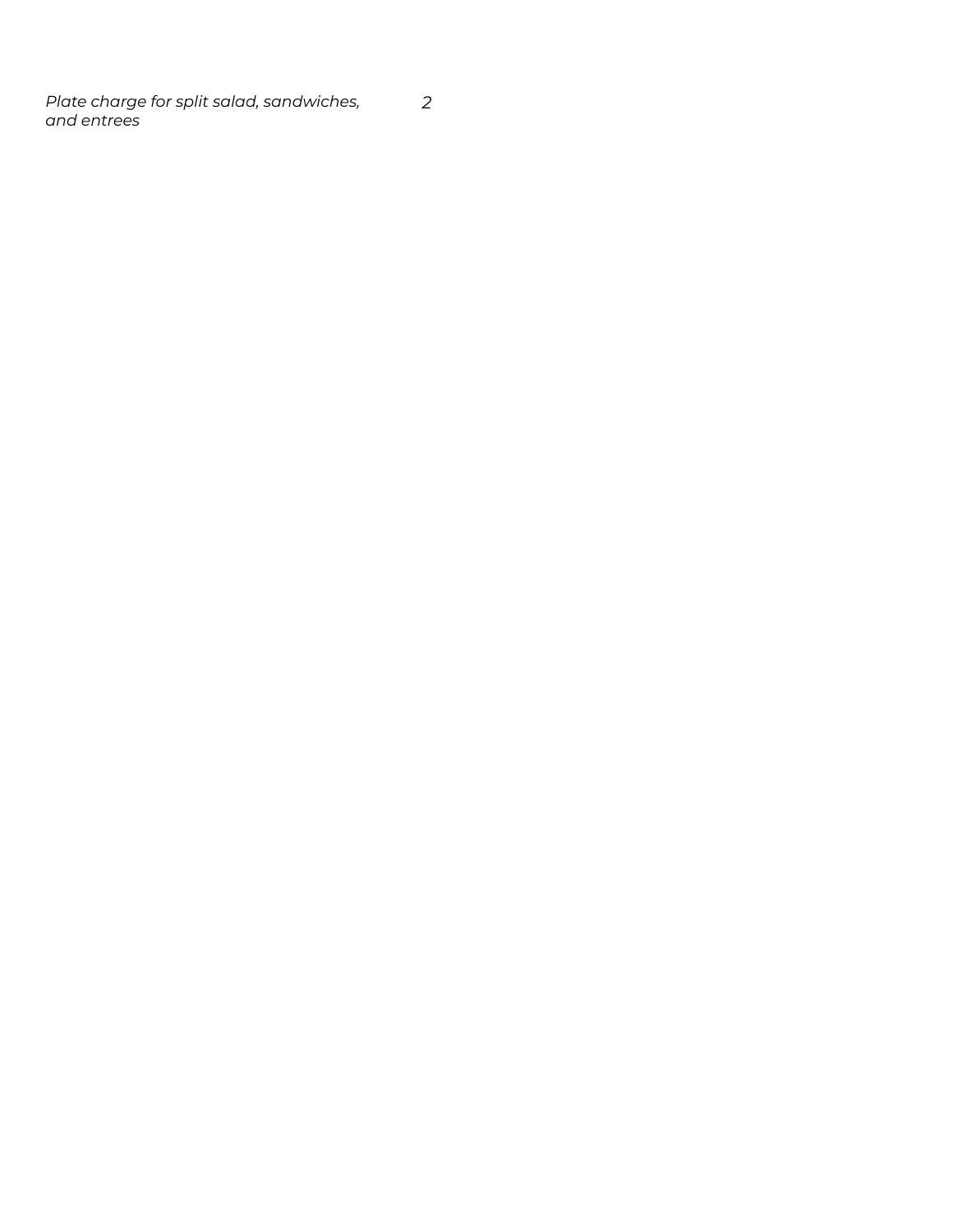| | |
|---|---|
| *Plate charge for split salad, sandwiches, and entrees* | *2* |